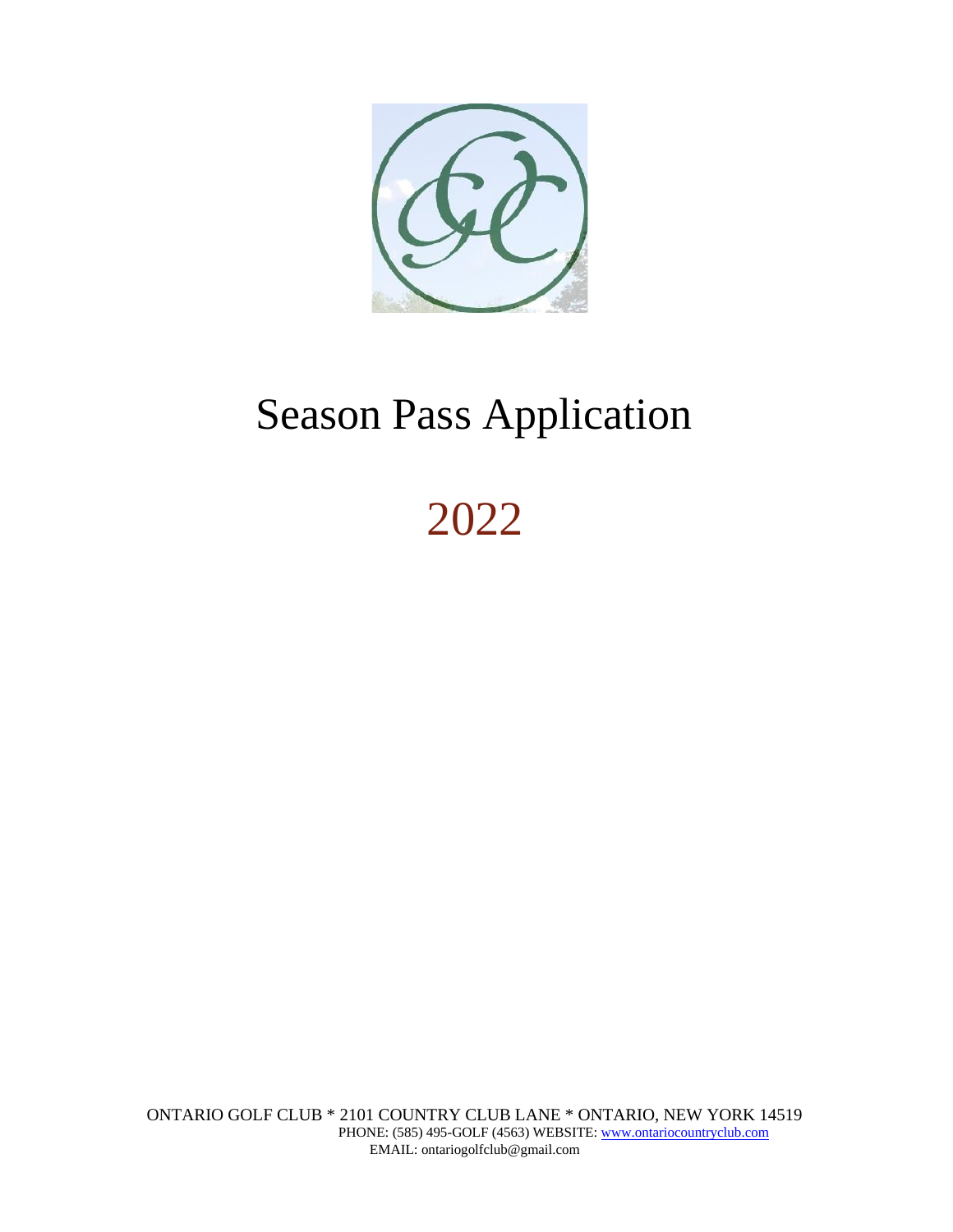# Season Pass Application

# 2022

ONTARIO GOLF CLUB * 2101 COUNTRY CLUB LANE * ONTARIO, NEW YORK 14519
PHONE: (585) 495-GOLF (4563) WEBSITE: www.ontariocountryclub.com
EMAIL: ontariogolfclub@gmail.com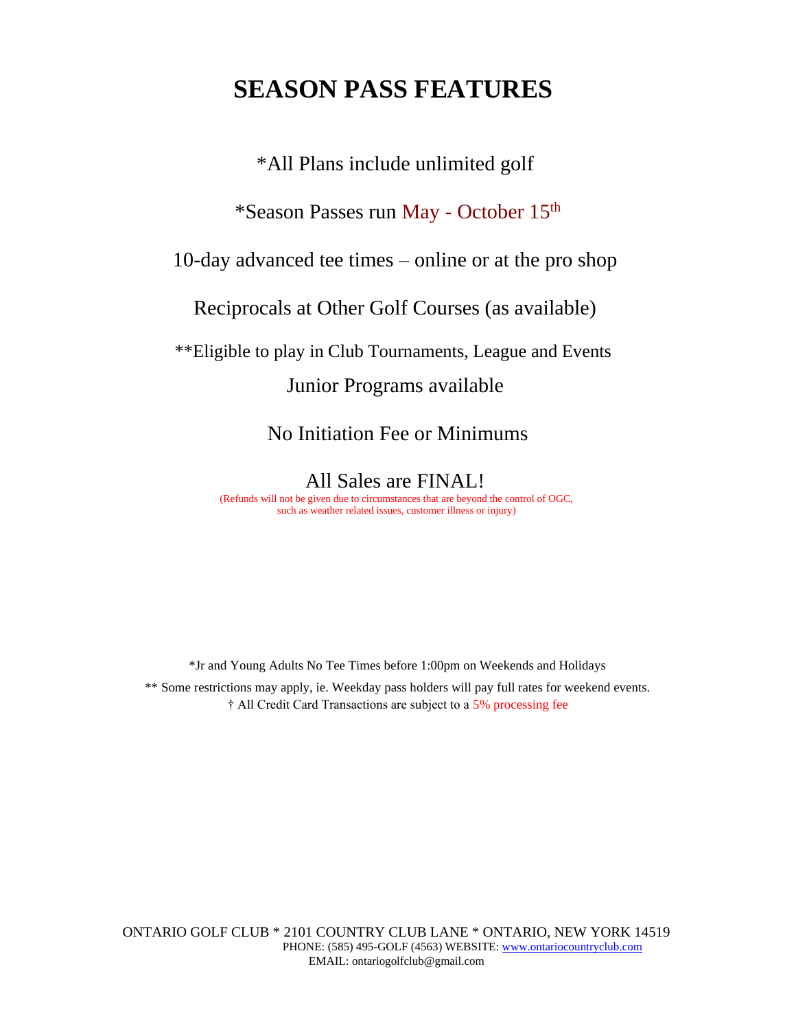# SEASON PASS FEATURES

*All Plans include unlimited golf

*Season Passes run May - October 15th

10-day advanced tee times – online or at the pro shop

Reciprocals at Other Golf Courses (as available)

**Eligible to play in Club Tournaments, League and Events

Junior Programs available

No Initiation Fee or Minimums

All Sales are FINAL!

(Refunds will not be given due to circumstances that are beyond the control of OGC, such as weather related issues, customer illness or injury)

*Jr and Young Adults No Tee Times before 1:00pm on Weekends and Holidays

** Some restrictions may apply, ie. Weekday pass holders will pay full rates for weekend events.

† All Credit Card Transactions are subject to a 5% processing fee

ONTARIO GOLF CLUB * 2101 COUNTRY CLUB LANE * ONTARIO, NEW YORK 14519
PHONE: (585) 495-GOLF (4563) WEBSITE: www.ontariocountryclub.com
EMAIL: ontariogolfclub@gmail.com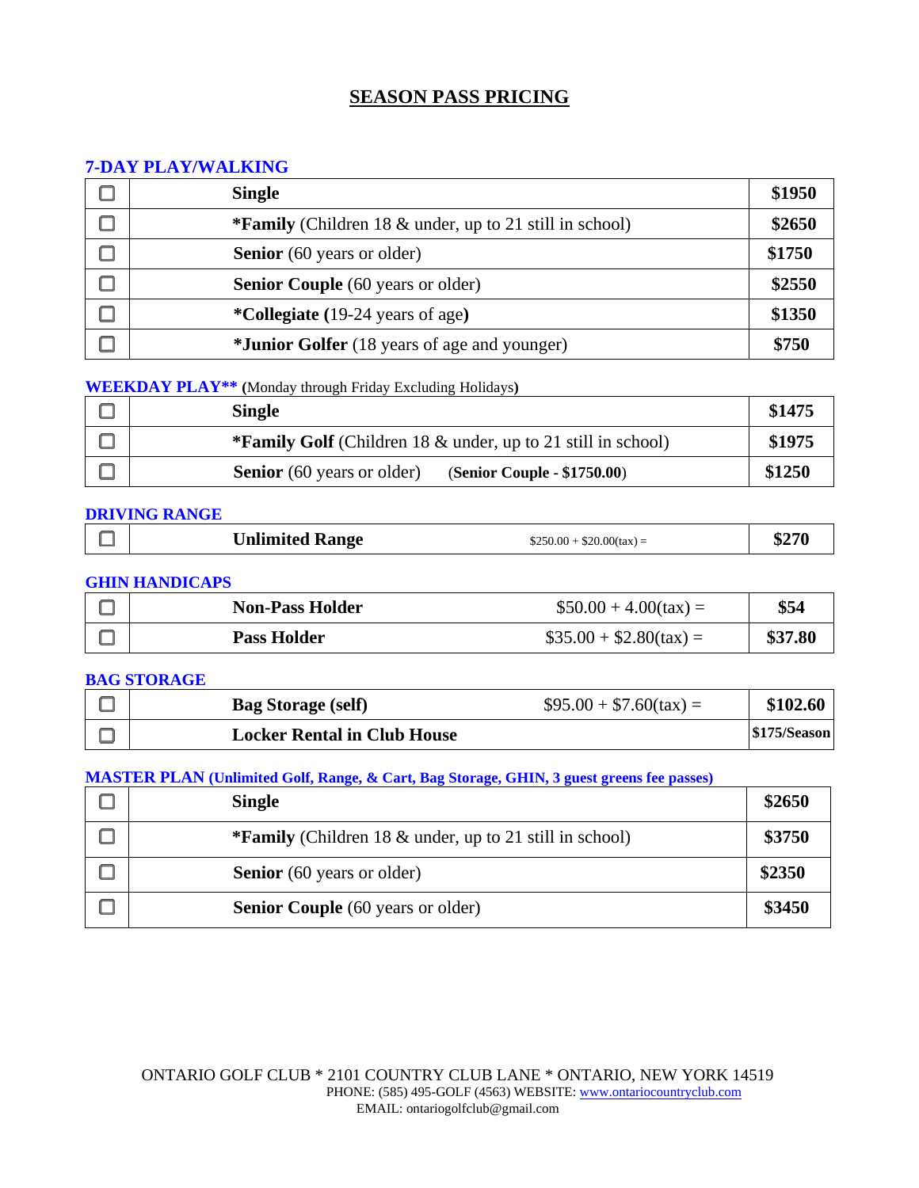# SEASON PASS PRICING

## 7-DAY PLAY/WALKING

| ☐ | Item | Price |
|---|---|---|
| ☐ | **Single** | **$1950** |
| ☐ | ***Family** (Children 18 & under, up to 21 still in school) | **$2650** |
| ☐ | **Senior** (60 years or older) | **$1750** |
| ☐ | **Senior Couple** (60 years or older) | **$2550** |
| ☐ | ***Collegiate (**19-24 years of age**)** | **$1350** |
| ☐ | ***Junior Golfer** (18 years of age and younger) | **$750** |

## WEEKDAY PLAY** (Monday through Friday Excluding Holidays)

| ☐ | Item | Price |
|---|---|---|
| ☐ | **Single** | **$1475** |
| ☐ | ***Family Golf** (Children 18 & under, up to 21 still in school) | **$1975** |
| ☐ | **Senior** (60 years or older) (**Senior Couple - $1750.00**) | **$1250** |

## DRIVING RANGE

| ☐ | Item | Calculation | Price |
|---|---|---|---|
| ☐ | **Unlimited Range** | $250.00 + $20.00(tax) = | **$270** |

## GHIN HANDICAPS

| ☐ | Item | Calculation | Price |
|---|---|---|---|
| ☐ | **Non-Pass Holder** | $50.00 + 4.00(tax) = | **$54** |
| ☐ | **Pass Holder** | $35.00 + $2.80(tax) = | **$37.80** |

## BAG STORAGE

| ☐ | Item | Calculation | Price |
|---|---|---|---|
| ☐ | **Bag Storage (self)** | $95.00 + $7.60(tax) = | **$102.60** |
| ☐ | **Locker Rental in Club House** | | **$175/Season** |

## MASTER PLAN (Unlimited Golf, Range, & Cart, Bag Storage, GHIN, 3 guest greens fee passes)

| ☐ | Item | Price |
|---|---|---|
| ☐ | **Single** | **$2650** |
| ☐ | ***Family** (Children 18 & under, up to 21 still in school) | **$3750** |
| ☐ | **Senior** (60 years or older) | **$2350** |
| ☐ | **Senior Couple** (60 years or older) | **$3450** |

ONTARIO GOLF CLUB * 2101 COUNTRY CLUB LANE * ONTARIO, NEW YORK 14519
PHONE: (585) 495-GOLF (4563) WEBSITE: www.ontariocountryclub.com
EMAIL: ontariogolfclub@gmail.com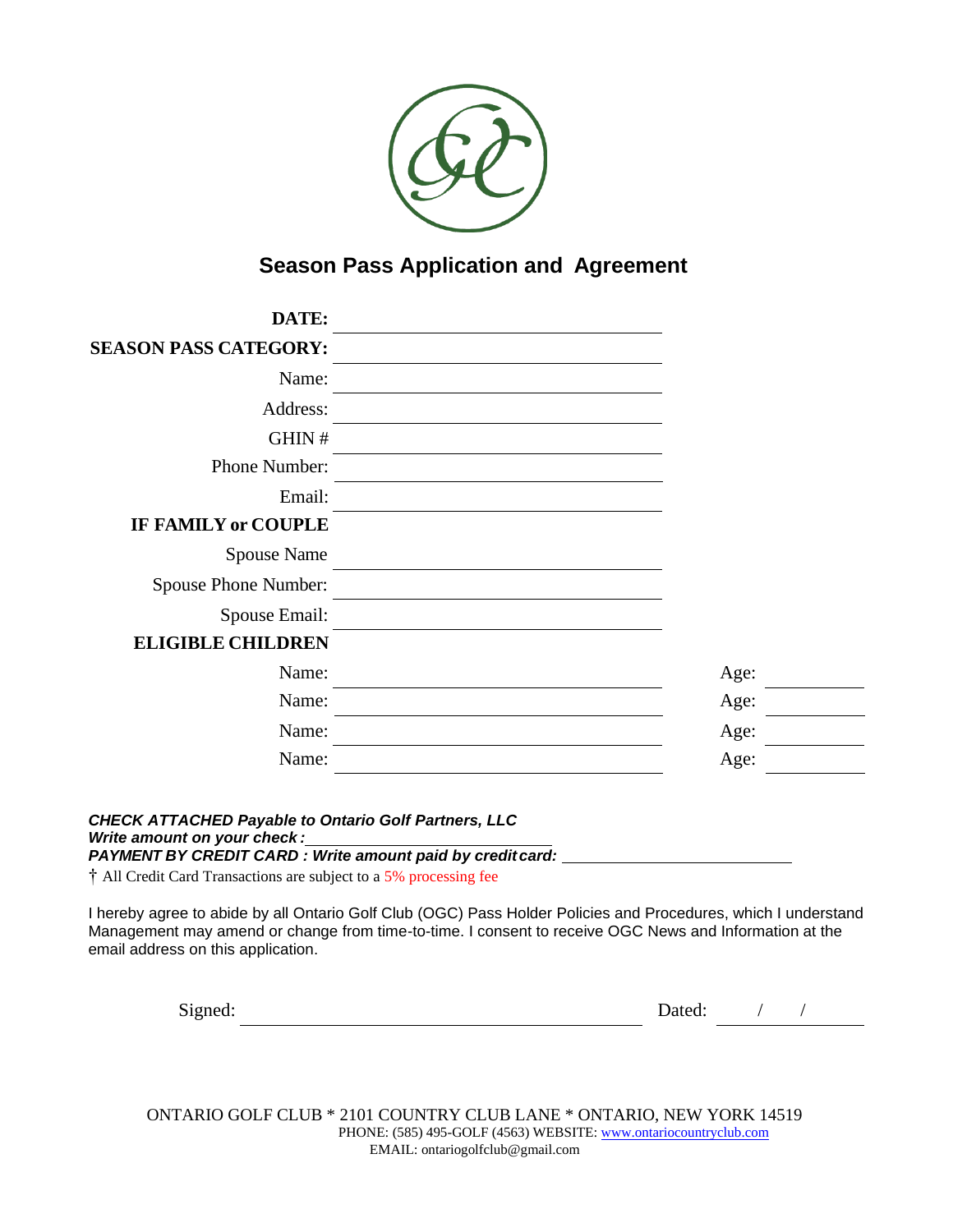# Season Pass Application and Agreement

**DATE:** ____________________

**SEASON PASS CATEGORY:** ____________________

Name: ____________________

Address: ____________________

GHIN # ____________________

Phone Number: ____________________

Email: ____________________

**IF FAMILY or COUPLE**

Spouse Name ____________________

Spouse Phone Number: ____________________

Spouse Email: ____________________

**ELIGIBLE CHILDREN**

Name: ____________________ Age: __________

Name: ____________________ Age: __________

Name: ____________________ Age: __________

Name: ____________________ Age: __________

***CHECK ATTACHED Payable to Ontario Golf Partners, LLC***
***Write amount on your check :*** ____________________
***PAYMENT BY CREDIT CARD : Write amount paid by credit card:*** ____________________

† All Credit Card Transactions are subject to a 5% processing fee

I hereby agree to abide by all Ontario Golf Club (OGC) Pass Holder Policies and Procedures, which I understand Management may amend or change from time-to-time. I consent to receive OGC News and Information at the email address on this application.

Signed: ______________________________ Dated: ___ / ___ / ___

ONTARIO GOLF CLUB * 2101 COUNTRY CLUB LANE * ONTARIO, NEW YORK 14519
PHONE: (585) 495-GOLF (4563) WEBSITE: www.ontariocountryclub.com
EMAIL: ontariogolfclub@gmail.com